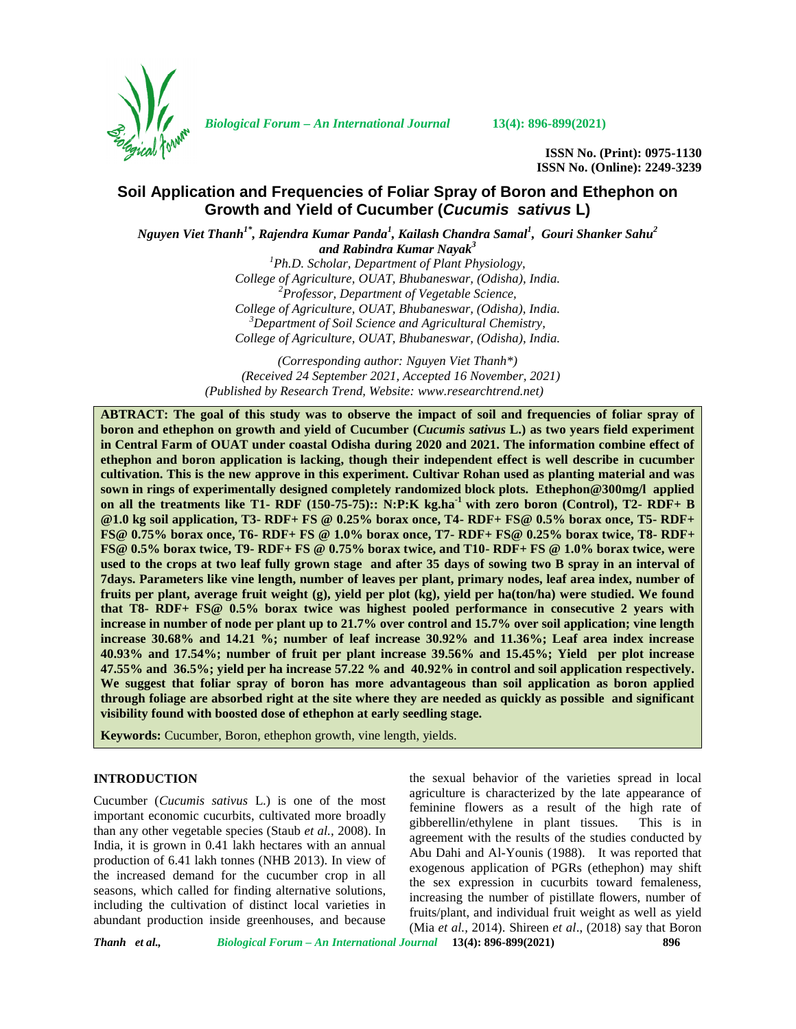ISSN No. (Print): 0975-1130
ISSN No. (Online): 2249-3239

# Soil Application and Frequencies of Foliar Spray of Boron and Ethephon on Growth and Yield of Cucumber (*Cucumis sativus* L)

*Nguyen Viet Thanh[1*], Rajendra Kumar Panda[1], Kailash Chandra Samal[1], Gouri Shanker Sahu[2] and Rabindra Kumar Nayak[3]*

[1]Ph.D. Scholar, Department of Plant Physiology, College of Agriculture, OUAT, Bhubaneswar, (Odisha), India.
[2]Professor, Department of Vegetable Science, College of Agriculture, OUAT, Bhubaneswar, (Odisha), India.
[3]Department of Soil Science and Agricultural Chemistry, College of Agriculture, OUAT, Bhubaneswar, (Odisha), India.

*(Corresponding author: Nguyen Viet Thanh\*)*
*(Received 24 September 2021, Accepted 16 November, 2021)*
*(Published by Research Trend, Website: www.researchtrend.net)*

**ABTRACT: The goal of this study was to observe the impact of soil and frequencies of foliar spray of boron and ethephon on growth and yield of Cucumber (*Cucumis sativus* L.) as two years field experiment in Central Farm of OUAT under coastal Odisha during 2020 and 2021. The information combine effect of ethephon and boron application is lacking, though their independent effect is well describe in cucumber cultivation. This is the new approve in this experiment. Cultivar Rohan used as planting material and was sown in rings of experimentally designed completely randomized block plots. Ethephon@300mg/l applied on all the treatments like T1- RDF (150-75-75):: N:P:K kg.ha$^{-1}$ with zero boron (Control), T2- RDF+ B @1.0 kg soil application, T3- RDF+ FS @ 0.25% borax once, T4- RDF+ FS@ 0.5% borax once, T5- RDF+ FS@ 0.75% borax once, T6- RDF+ FS @ 1.0% borax once, T7- RDF+ FS@ 0.25% borax twice, T8- RDF+ FS@ 0.5% borax twice, T9- RDF+ FS @ 0.75% borax twice, and T10- RDF+ FS @ 1.0% borax twice, were used to the crops at two leaf fully grown stage and after 35 days of sowing two B spray in an interval of 7days. Parameters like vine length, number of leaves per plant, primary nodes, leaf area index, number of fruits per plant, average fruit weight (g), yield per plot (kg), yield per ha(ton/ha) were studied. We found that T8- RDF+ FS@ 0.5% borax twice was highest pooled performance in consecutive 2 years with increase in number of node per plant up to 21.7% over control and 15.7% over soil application; vine length increase 30.68% and 14.21 %; number of leaf increase 30.92% and 11.36%; Leaf area index increase 40.93% and 17.54%; number of fruit per plant increase 39.56% and 15.45%; Yield per plot increase 47.55% and 36.5%; yield per ha increase 57.22 % and 40.92% in control and soil application respectively. We suggest that foliar spray of boron has more advantageous than soil application as boron applied through foliage are absorbed right at the site where they are needed as quickly as possible and significant visibility found with boosted dose of ethephon at early seedling stage.**

**Keywords:** Cucumber, Boron, ethephon growth, vine length, yields.

## INTRODUCTION

Cucumber (*Cucumis sativus* L.) is one of the most important economic cucurbits, cultivated more broadly than any other vegetable species (Staub *et al.*, 2008). In India, it is grown in 0.41 lakh hectares with an annual production of 6.41 lakh tonnes (NHB 2013). In view of the increased demand for the cucumber crop in all seasons, which called for finding alternative solutions, including the cultivation of distinct local varieties in abundant production inside greenhouses, and because the sexual behavior of the varieties spread in local agriculture is characterized by the late appearance of feminine flowers as a result of the high rate of gibberellin/ethylene in plant tissues. This is in agreement with the results of the studies conducted by Abu Dahi and Al-Younis (1988). It was reported that exogenous application of PGRs (ethephon) may shift the sex expression in cucurbits toward femaleness, increasing the number of pistillate flowers, number of fruits/plant, and individual fruit weight as well as yield (Mia *et al.*, 2014). Shireen *et al*., (2018) say that Boron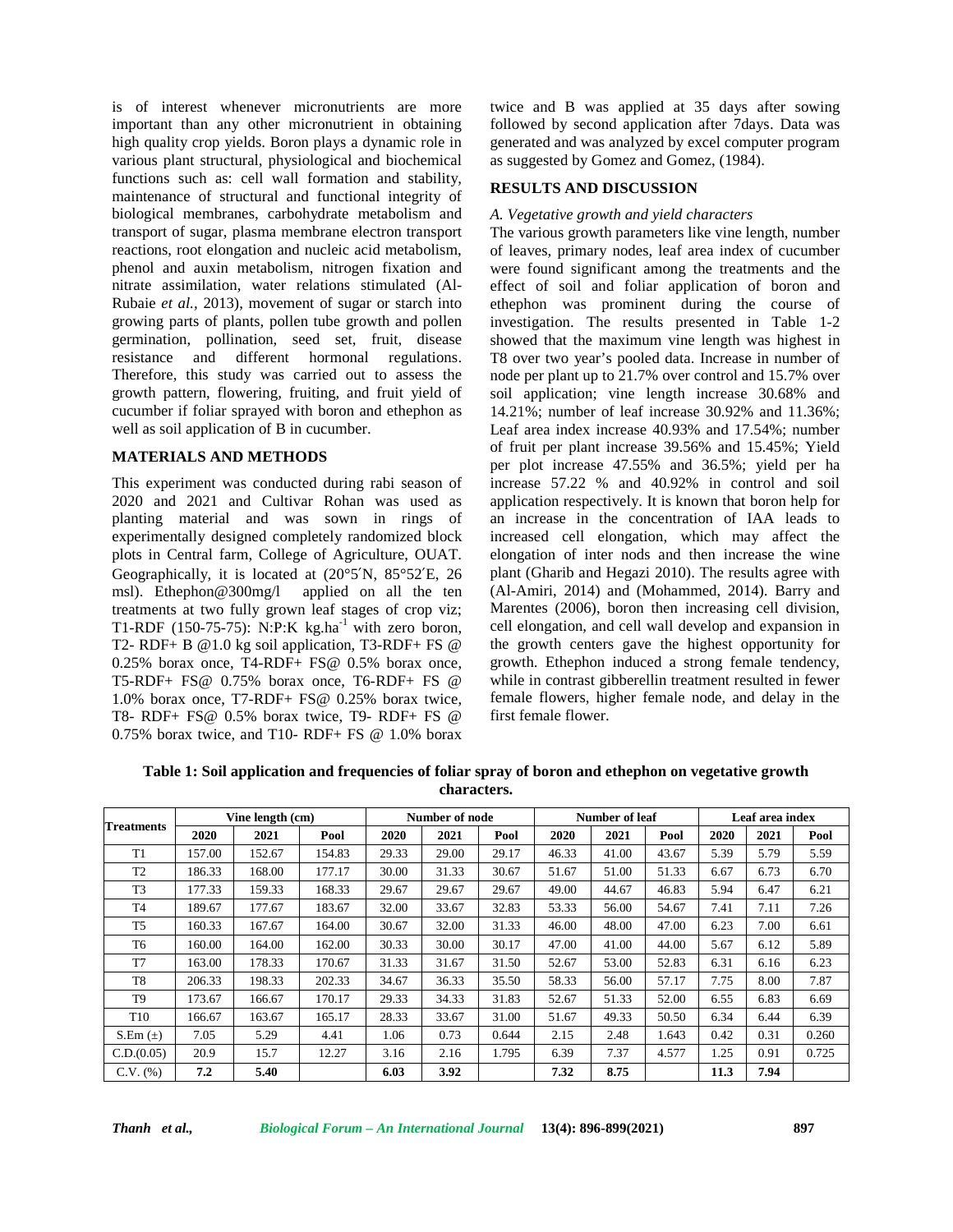is of interest whenever micronutrients are more important than any other micronutrient in obtaining high quality crop yields. Boron plays a dynamic role in various plant structural, physiological and biochemical functions such as: cell wall formation and stability, maintenance of structural and functional integrity of biological membranes, carbohydrate metabolism and transport of sugar, plasma membrane electron transport reactions, root elongation and nucleic acid metabolism, phenol and auxin metabolism, nitrogen fixation and nitrate assimilation, water relations stimulated (Al-Rubaie *et al.,* 2013), movement of sugar or starch into growing parts of plants, pollen tube growth and pollen germination, pollination, seed set, fruit, disease resistance and different hormonal regulations. Therefore, this study was carried out to assess the growth pattern, flowering, fruiting, and fruit yield of cucumber if foliar sprayed with boron and ethephon as well as soil application of B in cucumber.

## MATERIALS AND METHODS

This experiment was conducted during rabi season of 2020 and 2021 and Cultivar Rohan was used as planting material and was sown in rings of experimentally designed completely randomized block plots in Central farm, College of Agriculture, OUAT. Geographically, it is located at (20°5′N, 85°52′E, 26 msl). Ethephon@300mg/l applied on all the ten treatments at two fully grown leaf stages of crop viz; T1-RDF (150-75-75): N:P:K kg.ha$^{-1}$ with zero boron, T2- RDF+ B @1.0 kg soil application, T3-RDF+ FS @ 0.25% borax once, T4-RDF+ FS@ 0.5% borax once, T5-RDF+ FS@ 0.75% borax once, T6-RDF+ FS @ 1.0% borax once, T7-RDF+ FS@ 0.25% borax twice, T8- RDF+ FS@ 0.5% borax twice, T9- RDF+ FS @ 0.75% borax twice, and T10- RDF+ FS @ 1.0% borax twice and B was applied at 35 days after sowing followed by second application after 7days. Data was generated and was analyzed by excel computer program as suggested by Gomez and Gomez, (1984).

## RESULTS AND DISCUSSION

### *A. Vegetative growth and yield characters*

The various growth parameters like vine length, number of leaves, primary nodes, leaf area index of cucumber were found significant among the treatments and the effect of soil and foliar application of boron and ethephon was prominent during the course of investigation. The results presented in Table 1-2 showed that the maximum vine length was highest in T8 over two year's pooled data. Increase in number of node per plant up to 21.7% over control and 15.7% over soil application; vine length increase 30.68% and 14.21%; number of leaf increase 30.92% and 11.36%; Leaf area index increase 40.93% and 17.54%; number of fruit per plant increase 39.56% and 15.45%; Yield per plot increase 47.55% and 36.5%; yield per ha increase 57.22 % and 40.92% in control and soil application respectively. It is known that boron help for an increase in the concentration of IAA leads to increased cell elongation, which may affect the elongation of inter nods and then increase the wine plant (Gharib and Hegazi 2010). The results agree with (Al-Amiri, 2014) and (Mohammed, 2014). Barry and Marentes (2006), boron then increasing cell division, cell elongation, and cell wall develop and expansion in the growth centers gave the highest opportunity for growth. Ethephon induced a strong female tendency, while in contrast gibberellin treatment resulted in fewer female flowers, higher female node, and delay in the first female flower.

**Table 1: Soil application and frequencies of foliar spray of boron and ethephon on vegetative growth characters.**

| Treatments | Vine length (cm) | | | Number of node | | | Number of leaf | | | Leaf area index | | |
|---|---|---|---|---|---|---|---|---|---|---|---|---|
| | **2020** | **2021** | **Pool** | **2020** | **2021** | **Pool** | **2020** | **2021** | **Pool** | **2020** | **2021** | **Pool** |
| T1 | 157.00 | 152.67 | 154.83 | 29.33 | 29.00 | 29.17 | 46.33 | 41.00 | 43.67 | 5.39 | 5.79 | 5.59 |
| T2 | 186.33 | 168.00 | 177.17 | 30.00 | 31.33 | 30.67 | 51.67 | 51.00 | 51.33 | 6.67 | 6.73 | 6.70 |
| T3 | 177.33 | 159.33 | 168.33 | 29.67 | 29.67 | 29.67 | 49.00 | 44.67 | 46.83 | 5.94 | 6.47 | 6.21 |
| T4 | 189.67 | 177.67 | 183.67 | 32.00 | 33.67 | 32.83 | 53.33 | 56.00 | 54.67 | 7.41 | 7.11 | 7.26 |
| T5 | 160.33 | 167.67 | 164.00 | 30.67 | 32.00 | 31.33 | 46.00 | 48.00 | 47.00 | 6.23 | 7.00 | 6.61 |
| T6 | 160.00 | 164.00 | 162.00 | 30.33 | 30.00 | 30.17 | 47.00 | 41.00 | 44.00 | 5.67 | 6.12 | 5.89 |
| T7 | 163.00 | 178.33 | 170.67 | 31.33 | 31.67 | 31.50 | 52.67 | 53.00 | 52.83 | 6.31 | 6.16 | 6.23 |
| T8 | 206.33 | 198.33 | 202.33 | 34.67 | 36.33 | 35.50 | 58.33 | 56.00 | 57.17 | 7.75 | 8.00 | 7.87 |
| T9 | 173.67 | 166.67 | 170.17 | 29.33 | 34.33 | 31.83 | 52.67 | 51.33 | 52.00 | 6.55 | 6.83 | 6.69 |
| T10 | 166.67 | 163.67 | 165.17 | 28.33 | 33.67 | 31.00 | 51.67 | 49.33 | 50.50 | 6.34 | 6.44 | 6.39 |
| S.Em (±) | 7.05 | 5.29 | 4.41 | 1.06 | 0.73 | 0.644 | 2.15 | 2.48 | 1.643 | 0.42 | 0.31 | 0.260 |
| C.D.(0.05) | 20.9 | 15.7 | 12.27 | 3.16 | 2.16 | 1.795 | 6.39 | 7.37 | 4.577 | 1.25 | 0.91 | 0.725 |
| C.V. (%) | **7.2** | **5.40** | | **6.03** | **3.92** | | **7.32** | **8.75** | | **11.3** | **7.94** | |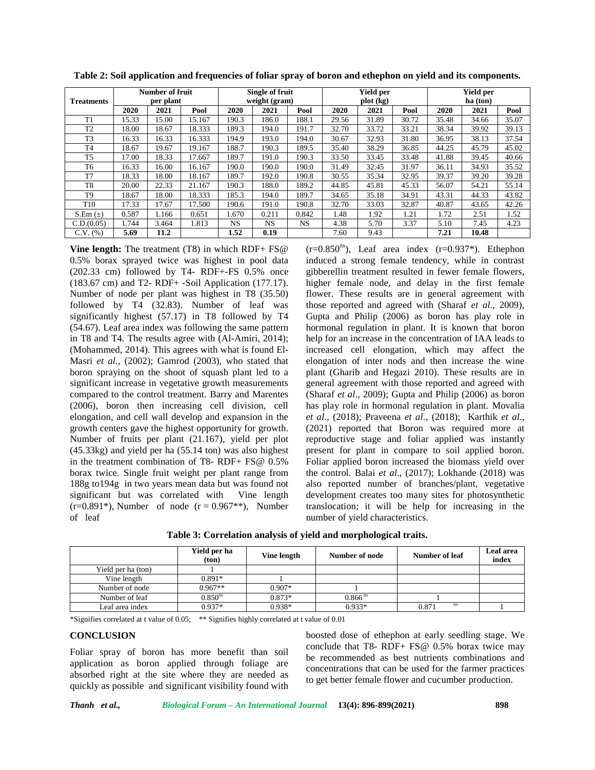**Table 2: Soil application and frequencies of foliar spray of boron and ethephon on yield and its components.**

| Treatments | Number of fruit per plant | | | Single of fruit weight (gram) | | | Yield per plot (kg) | | | Yield per ha (ton) | | |
|---|---|---|---|---|---|---|---|---|---|---|---|---|
| | 2020 | 2021 | Pool | 2020 | 2021 | Pool | 2020 | 2021 | Pool | 2020 | 2021 | Pool |
| T1 | 15.33 | 15.00 | 15.167 | 190.3 | 186.0 | 188.1 | 29.56 | 31.89 | 30.72 | 35.48 | 34.66 | 35.07 |
| T2 | 18.00 | 18.67 | 18.333 | 189.3 | 194.0 | 191.7 | 32.70 | 33.72 | 33.21 | 38.34 | 39.92 | 39.13 |
| T3 | 16.33 | 16.33 | 16.333 | 194.9 | 193.0 | 194.0 | 30.67 | 32.93 | 31.80 | 36.95 | 38.13 | 37.54 |
| T4 | 18.67 | 19.67 | 19.167 | 188.7 | 190.3 | 189.5 | 35.40 | 38.29 | 36.85 | 44.25 | 45.79 | 45.02 |
| T5 | 17.00 | 18.33 | 17.667 | 189.7 | 191.0 | 190.3 | 33.50 | 33.45 | 33.48 | 41.88 | 39.45 | 40.66 |
| T6 | 16.33 | 16.00 | 16.167 | 190.0 | 190.0 | 190.0 | 31.49 | 32.45 | 31.97 | 36.11 | 34.93 | 35.52 |
| T7 | 18.33 | 18.00 | 18.167 | 189.7 | 192.0 | 190.8 | 30.55 | 35.34 | 32.95 | 39.37 | 39.20 | 39.28 |
| T8 | 20.00 | 22.33 | 21.167 | 190.3 | 188.0 | 189.2 | 44.85 | 45.81 | 45.33 | 56.07 | 54.21 | 55.14 |
| T9 | 18.67 | 18.00 | 18.333 | 185.3 | 194.0 | 189.7 | 34.65 | 35.18 | 34.91 | 43.31 | 44.33 | 43.82 |
| T10 | 17.33 | 17.67 | 17.500 | 190.6 | 191.0 | 190.8 | 32.70 | 33.03 | 32.87 | 40.87 | 43.65 | 42.26 |
| S.Em (±) | 0.587 | 1.166 | 0.651 | 1.670 | 0.211 | 0.842 | 1.48 | 1.92 | 1.21 | 1.72 | 2.51 | 1.52 |
| C.D.(0.05) | 1.744 | 3.464 | 1.813 | NS | NS | NS | 4.38 | 5.70 | 3.37 | 5.10 | 7.45 | 4.23 |
| C.V. (%) | **5.69** | **11.2** | | **1.52** | **0.19** | | 7.60 | 9.43 | | **7.21** | **10.48** | |

**Vine length:** The treatment (T8) in which RDF+ FS@ 0.5% borax sprayed twice was highest in pool data (202.33 cm) followed by T4- RDF+-FS 0.5% once (183.67 cm) and T2- RDF+ -Soil Application (177.17). Number of node per plant was highest in T8 (35.50) followed by T4 (32.83). Number of leaf was significantly highest (57.17) in T8 followed by T4 (54.67). Leaf area index was following the same pattern in T8 and T4. The results agree with (Al-Amiri, 2014); (Mohammed, 2014). This agrees with what is found El-Masri *et al.,* (2002); Gamrod (2003), who stated that boron spraying on the shoot of squash plant led to a significant increase in vegetative growth measurements compared to the control treatment. Barry and Marentes (2006), boron then increasing cell division, cell elongation, and cell wall develop and expansion in the growth centers gave the highest opportunity for growth. Number of fruits per plant (21.167), yield per plot (45.33kg) and yield per ha (55.14 ton) was also highest in the treatment combination of T8- RDF+ FS@ 0.5% borax twice. Single fruit weight per plant range from 188g to194g in two years mean data but was found not significant but was correlated with Vine length ($r=0.891^{*}$), Number of node ($r = 0.967^{**}$), Number of leaf ($r=0.850^{ns}$), Leaf area index ($r=0.937^{*}$). Ethephon induced a strong female tendency, while in contrast gibberellin treatment resulted in fewer female flowers, higher female node, and delay in the first female flower. These results are in general agreement with those reported and agreed with (Sharaf *et al*., 2009), Gupta and Philip (2006) as boron has play role in hormonal regulation in plant. It is known that boron help for an increase in the concentration of IAA leads to increased cell elongation, which may affect the elongation of inter nods and then increase the wine plant (Gharib and Hegazi 2010). These results are in general agreement with those reported and agreed with (Sharaf *et al*., 2009); Gupta and Philip (2006) as boron has play role in hormonal regulation in plant. Movalia *et al.,* (2018); Praveena *et al.,* (2018); Karthik *et al.,* (2021) reported that Boron was required more at reproductive stage and foliar applied was instantly present for plant in compare to soil applied boron. Foliar applied boron increased the biomass yield over the control. Balai *et al*., (2017); Lokhande (2018) was also reported number of branches/plant, vegetative development creates too many sites for photosynthetic translocation; it will be help for increasing in the number of yield characteristics.

**Table 3: Correlation analysis of yield and morphological traits.**

| | Yield per ha (ton) | Vine length | Number of node | Number of leaf | Leaf area index |
|---|---|---|---|---|---|
| Yield per ha (ton) | 1 | | | | |
| Vine length | 0.891* | 1 | | | |
| Number of node | 0.967** | 0.907* | 1 | | |
| Number of leaf | $0.850^{ns}$ | 0.873* | $0.866^{ns}$ | 1 | |
| Leaf area index | 0.937* | 0.938* | 0.933* | $0.871^{ns}$ | 1 |

*Signifies correlated at t value of 0.05; ** Signifies highly correlated at t value of 0.01

## CONCLUSION

Foliar spray of boron has more benefit than soil application as boron applied through foliage are absorbed right at the site where they are needed as quickly as possible and significant visibility found with boosted dose of ethephon at early seedling stage. We conclude that T8- RDF+ FS@ 0.5% borax twice may be recommended as best nutrients combinations and concentrations that can be used for the farmer practices to get better female flower and cucumber production.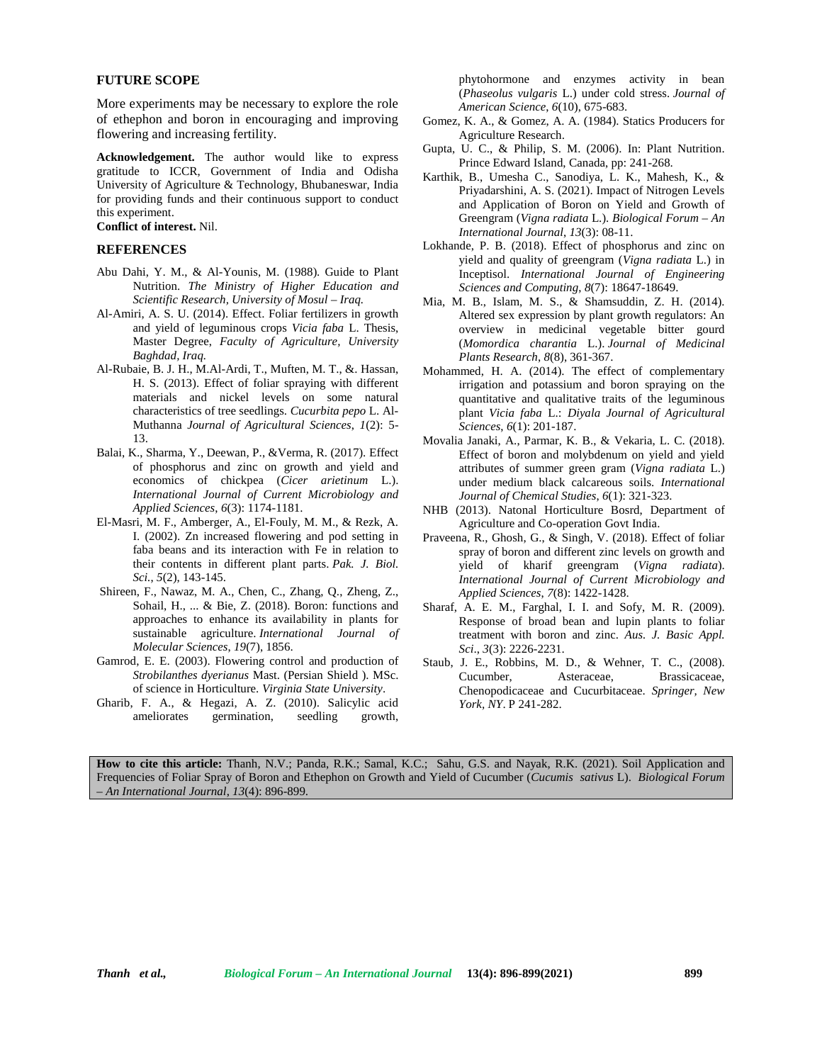## FUTURE SCOPE

More experiments may be necessary to explore the role of ethephon and boron in encouraging and improving flowering and increasing fertility.

**Acknowledgement.** The author would like to express gratitude to ICCR, Government of India and Odisha University of Agriculture & Technology, Bhubaneswar, India for providing funds and their continuous support to conduct this experiment.

**Conflict of interest.** Nil.

## REFERENCES

Abu Dahi, Y. M., & Al-Younis, M. (1988). Guide to Plant Nutrition. *The Ministry of Higher Education and Scientific Research, University of Mosul – Iraq.*

Al-Amiri, A. S. U. (2014). Effect. Foliar fertilizers in growth and yield of leguminous crops *Vicia faba* L. Thesis, Master Degree, *Faculty of Agriculture, University Baghdad, Iraq.*

Al-Rubaie, B. J. H., M.Al-Ardi, T., Muften, M. T., &. Hassan, H. S. (2013). Effect of foliar spraying with different materials and nickel levels on some natural characteristics of tree seedlings. *Cucurbita pepo* L. Al-Muthanna *Journal of Agricultural Sciences*, *1*(2): 5-13.

Balai, K., Sharma, Y., Deewan, P., &Verma, R. (2017). Effect of phosphorus and zinc on growth and yield and economics of chickpea (*Cicer arietinum* L.). *International Journal of Current Microbiology and Applied Sciences*, *6*(3): 1174-1181.

El-Masri, M. F., Amberger, A., El-Fouly, M. M., & Rezk, A. I. (2002). Zn increased flowering and pod setting in faba beans and its interaction with Fe in relation to their contents in different plant parts. *Pak. J. Biol. Sci.*, *5*(2), 143-145.

Shireen, F., Nawaz, M. A., Chen, C., Zhang, Q., Zheng, Z., Sohail, H., ... & Bie, Z. (2018). Boron: functions and approaches to enhance its availability in plants for sustainable agriculture. *International Journal of Molecular Sciences*, *19*(7), 1856.

Gamrod, E. E. (2003). Flowering control and production of *Strobilanthes dyerianus* Mast. (Persian Shield ). MSc. of science in Horticulture. *Virginia State University*.

Gharib, F. A., & Hegazi, A. Z. (2010). Salicylic acid ameliorates germination, seedling growth, phytohormone and enzymes activity in bean (*Phaseolus vulgaris* L.) under cold stress. *Journal of American Science*, *6*(10), 675-683.

Gomez, K. A., & Gomez, A. A. (1984). Statics Producers for Agriculture Research.

Gupta, U. C., & Philip, S. M. (2006). In: Plant Nutrition. Prince Edward Island, Canada, pp: 241-268.

Karthik, B., Umesha C., Sanodiya, L. K., Mahesh, K., & Priyadarshini, A. S. (2021). Impact of Nitrogen Levels and Application of Boron on Yield and Growth of Greengram (*Vigna radiata* L.). *Biological Forum – An International Journal*, *13*(3): 08-11.

Lokhande, P. B. (2018). Effect of phosphorus and zinc on yield and quality of greengram (*Vigna radiata* L.) in Inceptisol. *International Journal of Engineering Sciences and Computing*, *8*(7): 18647-18649.

Mia, M. B., Islam, M. S., & Shamsuddin, Z. H. (2014). Altered sex expression by plant growth regulators: An overview in medicinal vegetable bitter gourd (*Momordica charantia* L.). *Journal of Medicinal Plants Research*, *8*(8), 361-367.

Mohammed, H. A. (2014). The effect of complementary irrigation and potassium and boron spraying on the quantitative and qualitative traits of the leguminous plant *Vicia faba* L.: *Diyala Journal of Agricultural Sciences*, *6*(1): 201-187.

Movalia Janaki, A., Parmar, K. B., & Vekaria, L. C. (2018). Effect of boron and molybdenum on yield and yield attributes of summer green gram (*Vigna radiata* L.) under medium black calcareous soils. *International Journal of Chemical Studies*, *6*(1): 321-323.

NHB (2013). Natonal Horticulture Bosrd, Department of Agriculture and Co-operation Govt India.

Praveena, R., Ghosh, G., & Singh, V. (2018). Effect of foliar spray of boron and different zinc levels on growth and yield of kharif greengram (*Vigna radiata*). *International Journal of Current Microbiology and Applied Sciences*, *7*(8): 1422-1428.

Sharaf, A. E. M., Farghal, I. I. and Sofy, M. R. (2009). Response of broad bean and lupin plants to foliar treatment with boron and zinc. *Aus. J. Basic Appl. Sci*., *3*(3): 2226-2231.

Staub, J. E., Robbins, M. D., & Wehner, T. C., (2008). Cucumber, Asteraceae, Brassicaceae, Chenopodicaceae and Cucurbitaceae. *Springer, New York, NY*. P 241-282.

**How to cite this article:** Thanh, N.V.; Panda, R.K.; Samal, K.C.; Sahu, G.S. and Nayak, R.K. (2021). Soil Application and Frequencies of Foliar Spray of Boron and Ethephon on Growth and Yield of Cucumber (*Cucumis sativus* L). *Biological Forum – An International Journal*, *13*(4): 896-899.